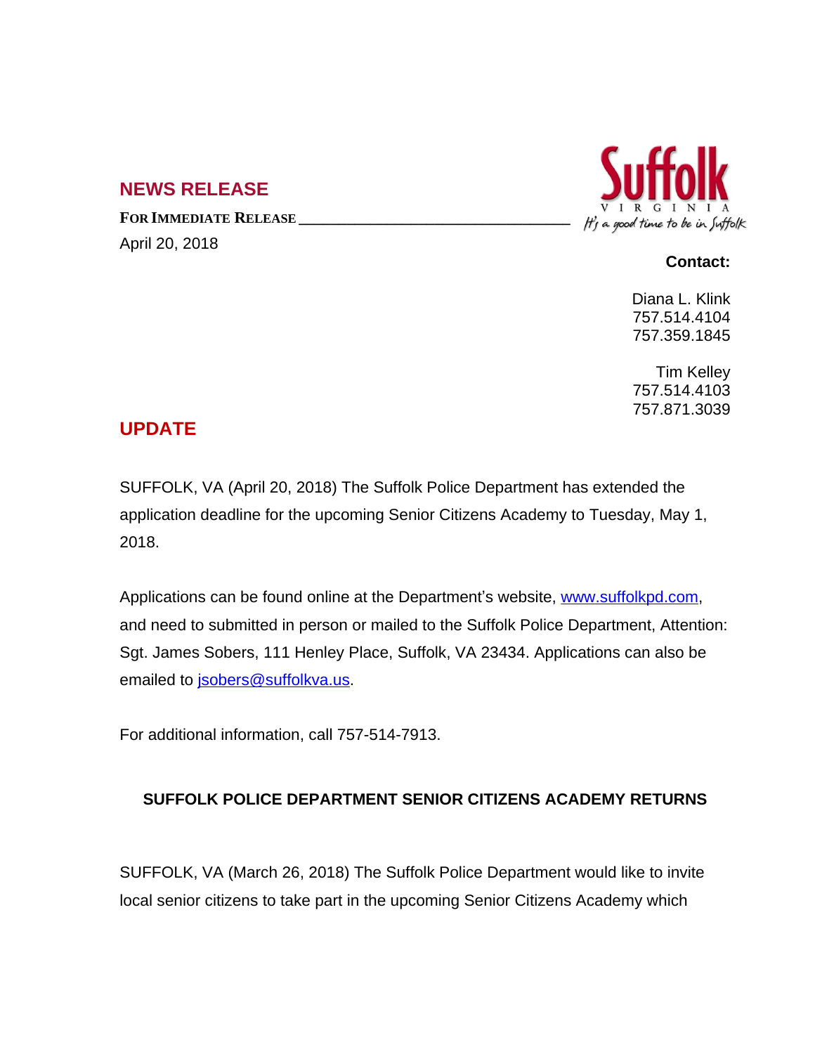## NEWS RELEASE

**FOR IMMEDIATE RELEASE**

April 20, 2018

Suffolk VIRGINIA *It's a good time to be in Suffolk*

**Contact:**

Diana L. Klink
757.514.4104
757.359.1845

Tim Kelley
757.514.4103
757.871.3039

## UPDATE

SUFFOLK, VA (April 20, 2018) The Suffolk Police Department has extended the application deadline for the upcoming Senior Citizens Academy to Tuesday, May 1, 2018.

Applications can be found online at the Department's website, www.suffolkpd.com, and need to submitted in person or mailed to the Suffolk Police Department, Attention: Sgt. James Sobers, 111 Henley Place, Suffolk, VA 23434. Applications can also be emailed to jsobers@suffolkva.us.

For additional information, call 757-514-7913.

### SUFFOLK POLICE DEPARTMENT SENIOR CITIZENS ACADEMY RETURNS

SUFFOLK, VA (March 26, 2018) The Suffolk Police Department would like to invite local senior citizens to take part in the upcoming Senior Citizens Academy which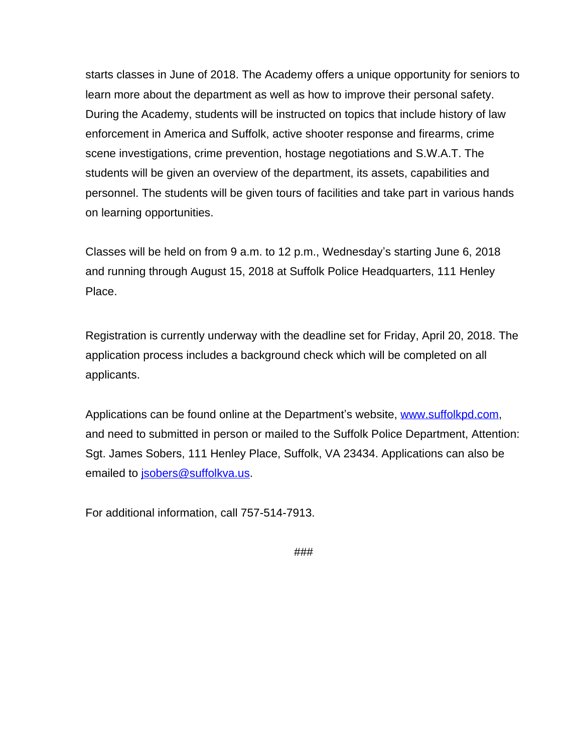starts classes in June of 2018. The Academy offers a unique opportunity for seniors to learn more about the department as well as how to improve their personal safety. During the Academy, students will be instructed on topics that include history of law enforcement in America and Suffolk, active shooter response and firearms, crime scene investigations, crime prevention, hostage negotiations and S.W.A.T. The students will be given an overview of the department, its assets, capabilities and personnel. The students will be given tours of facilities and take part in various hands on learning opportunities.

Classes will be held on from 9 a.m. to 12 p.m., Wednesday's starting June 6, 2018 and running through August 15, 2018 at Suffolk Police Headquarters, 111 Henley Place.

Registration is currently underway with the deadline set for Friday, April 20, 2018. The application process includes a background check which will be completed on all applicants.

Applications can be found online at the Department's website, www.suffolkpd.com, and need to submitted in person or mailed to the Suffolk Police Department, Attention: Sgt. James Sobers, 111 Henley Place, Suffolk, VA 23434. Applications can also be emailed to jsobers@suffolkva.us.

For additional information, call 757-514-7913.

###